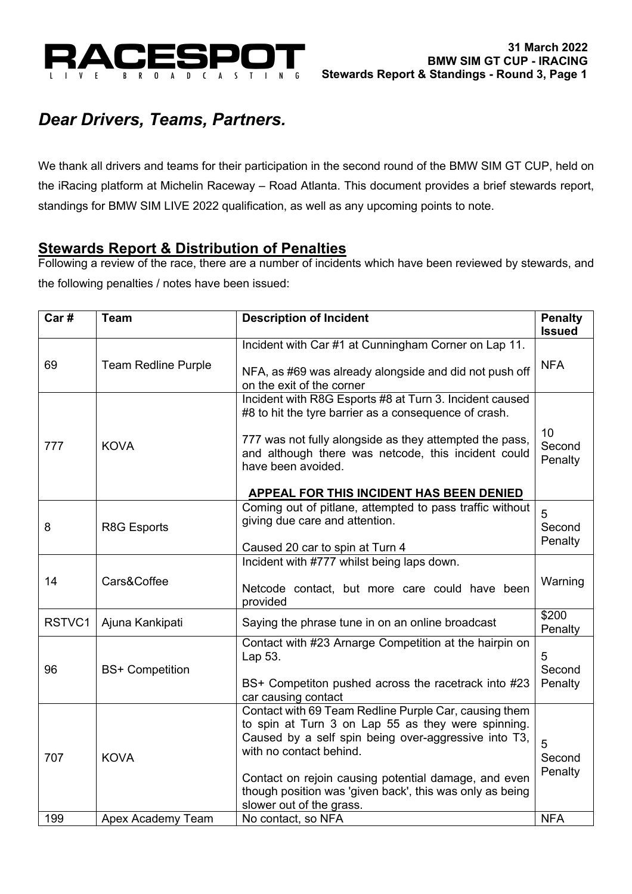# Dear Drivers, Teams, Partners.

We thank all drivers and teams for their participation in the second round of the BMW SIM GT CUP, held on the iRacing platform at Michelin Raceway – Road Atlanta. This document provides a brief stewards report, standings for BMW SIM LIVE 2022 qualification, as well as any upcoming points to note.

## Stewards Report & Distribution of Penalties

Following a review of the race, there are a number of incidents which have been reviewed by stewards, and the following penalties / notes have been issued:

| Car # | Team | Description of Incident | Penalty Issued |
|---|---|---|---|
| 69 | Team Redline Purple | Incident with Car #1 at Cunningham Corner on Lap 11.<br><br>NFA, as #69 was already alongside and did not push off on the exit of the corner | NFA |
| 777 | KOVA | Incident with R8G Esports #8 at Turn 3. Incident caused #8 to hit the tyre barrier as a consequence of crash.<br><br>777 was not fully alongside as they attempted the pass, and although there was netcode, this incident could have been avoided.<br><br>**APPEAL FOR THIS INCIDENT HAS BEEN DENIED** | 10 Second Penalty |
| 8 | R8G Esports | Coming out of pitlane, attempted to pass traffic without giving due care and attention.<br><br>Caused 20 car to spin at Turn 4 | 5 Second Penalty |
| 14 | Cars&Coffee | Incident with #777 whilst being laps down.<br><br>Netcode contact, but more care could have been provided | Warning |
| RSTVC1 | Ajuna Kankipati | Saying the phrase tune in on an online broadcast | $200 Penalty |
| 96 | BS+ Competition | Contact with #23 Arnarge Competition at the hairpin on Lap 53.<br><br>BS+ Competiton pushed across the racetrack into #23 car causing contact | 5 Second Penalty |
| 707 | KOVA | Contact with 69 Team Redline Purple Car, causing them to spin at Turn 3 on Lap 55 as they were spinning. Caused by a self spin being over-aggressive into T3, with no contact behind.<br><br>Contact on rejoin causing potential damage, and even though position was 'given back', this was only as being slower out of the grass. | 5 Second Penalty |
| 199 | Apex Academy Team | No contact, so NFA | NFA |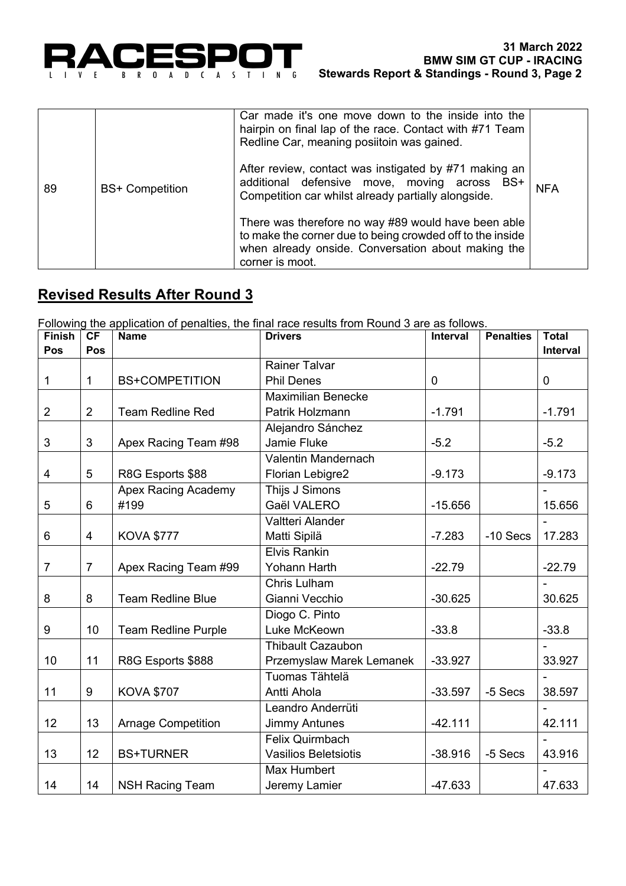| 89 | BS+ Competition | Car made it's one move down to the inside into the hairpin on final lap of the race. Contact with #71 Team Redline Car, meaning posiitoin was gained.<br><br>After review, contact was instigated by #71 making an additional defensive move, moving across BS+ Competition car whilst already partially alongside.<br><br>There was therefore no way #89 would have been able to make the corner due to being crowded off to the inside when already onside. Conversation about making the corner is moot. | NFA |
|---|---|---|---|

## Revised Results After Round 3

Following the application of penalties, the final race results from Round 3 are as follows.

| Finish Pos | CF Pos | Name | Drivers | Interval | Penalties | Total Interval |
|---|---|---|---|---|---|---|
| 1 | 1 | BS+COMPETITION | Rainer Talvar<br>Phil Denes | 0 | | 0 |
| 2 | 2 | Team Redline Red | Maximilian Benecke<br>Patrik Holzmann | -1.791 | | -1.791 |
| 3 | 3 | Apex Racing Team #98 | Alejandro Sánchez<br>Jamie Fluke | -5.2 | | -5.2 |
| 4 | 5 | R8G Esports $88 | Valentin Mandernach<br>Florian Lebigre2 | -9.173 | | -9.173 |
| 5 | 6 | Apex Racing Academy #199 | Thijs J Simons<br>Gaël VALERO | -15.656 | | -15.656 |
| 6 | 4 | KOVA $777 | Valtteri Alander<br>Matti Sipilä | -7.283 | -10 Secs | -17.283 |
| 7 | 7 | Apex Racing Team #99 | Elvis Rankin<br>Yohann Harth | -22.79 | | -22.79 |
| 8 | 8 | Team Redline Blue | Chris Lulham<br>Gianni Vecchio | -30.625 | | -30.625 |
| 9 | 10 | Team Redline Purple | Diogo C. Pinto<br>Luke McKeown | -33.8 | | -33.8 |
| 10 | 11 | R8G Esports $888 | Thibault Cazaubon<br>Przemyslaw Marek Lemanek | -33.927 | | -33.927 |
| 11 | 9 | KOVA $707 | Tuomas Tähtelä<br>Antti Ahola | -33.597 | -5 Secs | -38.597 |
| 12 | 13 | Arnage Competition | Leandro Anderrüti<br>Jimmy Antunes | -42.111 | | -42.111 |
| 13 | 12 | BS+TURNER | Felix Quirmbach<br>Vasilios Beletsiotis | -38.916 | -5 Secs | -43.916 |
| 14 | 14 | NSH Racing Team | Max Humbert<br>Jeremy Lamier | -47.633 | | -47.633 |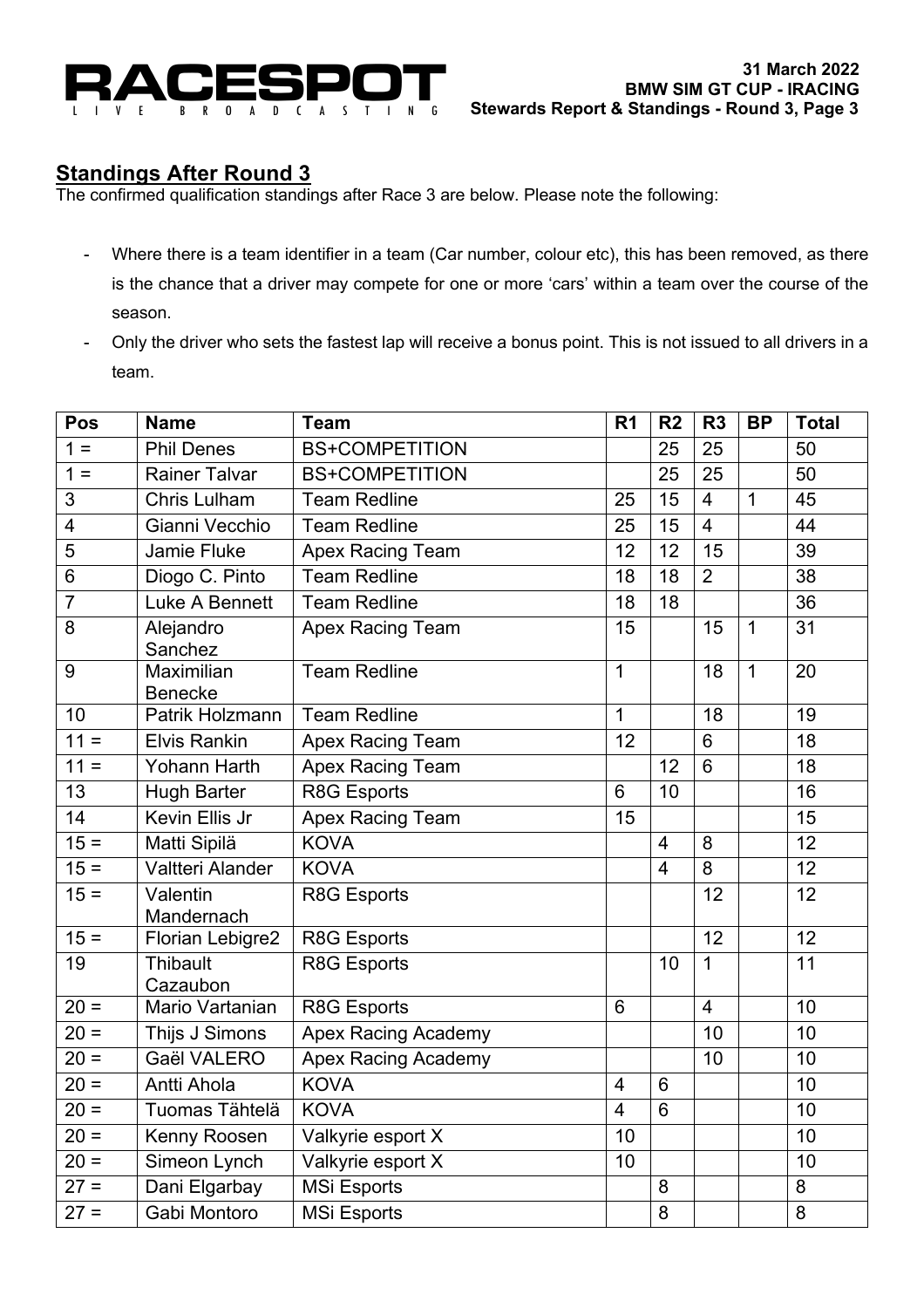## Standings After Round 3

The confirmed qualification standings after Race 3 are below. Please note the following:

- Where there is a team identifier in a team (Car number, colour etc), this has been removed, as there is the chance that a driver may compete for one or more 'cars' within a team over the course of the season.
- Only the driver who sets the fastest lap will receive a bonus point. This is not issued to all drivers in a team.

| Pos | Name | Team | R1 | R2 | R3 | BP | Total |
|---|---|---|---|---|---|---|---|
| 1 = | Phil Denes | BS+COMPETITION | | 25 | 25 | | 50 |
| 1 = | Rainer Talvar | BS+COMPETITION | | 25 | 25 | | 50 |
| 3 | Chris Lulham | Team Redline | 25 | 15 | 4 | 1 | 45 |
| 4 | Gianni Vecchio | Team Redline | 25 | 15 | 4 | | 44 |
| 5 | Jamie Fluke | Apex Racing Team | 12 | 12 | 15 | | 39 |
| 6 | Diogo C. Pinto | Team Redline | 18 | 18 | 2 | | 38 |
| 7 | Luke A Bennett | Team Redline | 18 | 18 | | | 36 |
| 8 | Alejandro Sanchez | Apex Racing Team | 15 | | 15 | 1 | 31 |
| 9 | Maximilian Benecke | Team Redline | 1 | | 18 | 1 | 20 |
| 10 | Patrik Holzmann | Team Redline | 1 | | 18 | | 19 |
| 11 = | Elvis Rankin | Apex Racing Team | 12 | | 6 | | 18 |
| 11 = | Yohann Harth | Apex Racing Team | | 12 | 6 | | 18 |
| 13 | Hugh Barter | R8G Esports | 6 | 10 | | | 16 |
| 14 | Kevin Ellis Jr | Apex Racing Team | 15 | | | | 15 |
| 15 = | Matti Sipilä | KOVA | | 4 | 8 | | 12 |
| 15 = | Valtteri Alander | KOVA | | 4 | 8 | | 12 |
| 15 = | Valentin Mandernach | R8G Esports | | | 12 | | 12 |
| 15 = | Florian Lebigre2 | R8G Esports | | | 12 | | 12 |
| 19 | Thibault Cazaubon | R8G Esports | | 10 | 1 | | 11 |
| 20 = | Mario Vartanian | R8G Esports | 6 | | 4 | | 10 |
| 20 = | Thijs J Simons | Apex Racing Academy | | | 10 | | 10 |
| 20 = | Gaël VALERO | Apex Racing Academy | | | 10 | | 10 |
| 20 = | Antti Ahola | KOVA | 4 | 6 | | | 10 |
| 20 = | Tuomas Tähtelä | KOVA | 4 | 6 | | | 10 |
| 20 = | Kenny Roosen | Valkyrie esport X | 10 | | | | 10 |
| 20 = | Simeon Lynch | Valkyrie esport X | 10 | | | | 10 |
| 27 = | Dani Elgarbay | MSi Esports | | 8 | | | 8 |
| 27 = | Gabi Montoro | MSi Esports | | 8 | | | 8 |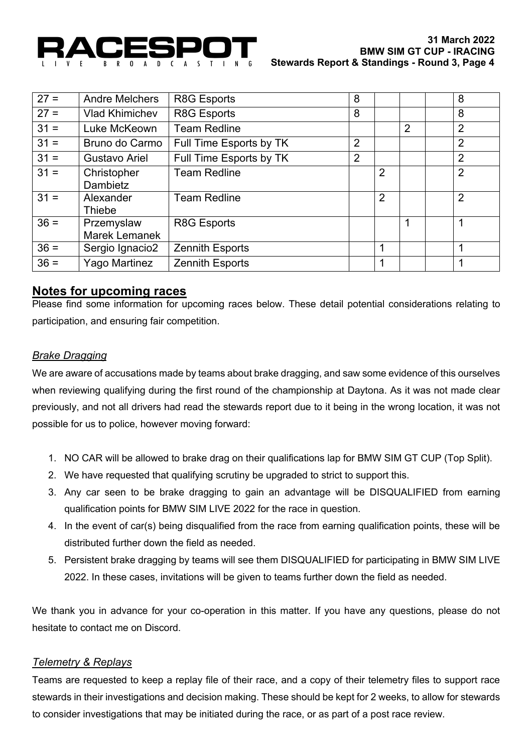| 27 = | Andre Melchers | R8G Esports | 8 | | | | 8 |
|---|---|---|---|---|---|---|---|
| 27 = | Vlad Khimichev | R8G Esports | 8 | | | | 8 |
| 31 = | Luke McKeown | Team Redline | | | 2 | | 2 |
| 31 = | Bruno do Carmo | Full Time Esports by TK | 2 | | | | 2 |
| 31 = | Gustavo Ariel | Full Time Esports by TK | 2 | | | | 2 |
| 31 = | Christopher Dambietz | Team Redline | | 2 | | | 2 |
| 31 = | Alexander Thiebe | Team Redline | | 2 | | | 2 |
| 36 = | Przemyslaw Marek Lemanek | R8G Esports | | | 1 | | 1 |
| 36 = | Sergio Ignacio2 | Zennith Esports | | 1 | | | 1 |
| 36 = | Yago Martinez | Zennith Esports | | 1 | | | 1 |

## Notes for upcoming races

Please find some information for upcoming races below. These detail potential considerations relating to participation, and ensuring fair competition.

### *Brake Dragging*

We are aware of accusations made by teams about brake dragging, and saw some evidence of this ourselves when reviewing qualifying during the first round of the championship at Daytona. As it was not made clear previously, and not all drivers had read the stewards report due to it being in the wrong location, it was not possible for us to police, however moving forward:

1. NO CAR will be allowed to brake drag on their qualifications lap for BMW SIM GT CUP (Top Split).
2. We have requested that qualifying scrutiny be upgraded to strict to support this.
3. Any car seen to be brake dragging to gain an advantage will be DISQUALIFIED from earning qualification points for BMW SIM LIVE 2022 for the race in question.
4. In the event of car(s) being disqualified from the race from earning qualification points, these will be distributed further down the field as needed.
5. Persistent brake dragging by teams will see them DISQUALIFIED for participating in BMW SIM LIVE 2022. In these cases, invitations will be given to teams further down the field as needed.

We thank you in advance for your co-operation in this matter. If you have any questions, please do not hesitate to contact me on Discord.

### *Telemetry & Replays*

Teams are requested to keep a replay file of their race, and a copy of their telemetry files to support race stewards in their investigations and decision making. These should be kept for 2 weeks, to allow for stewards to consider investigations that may be initiated during the race, or as part of a post race review.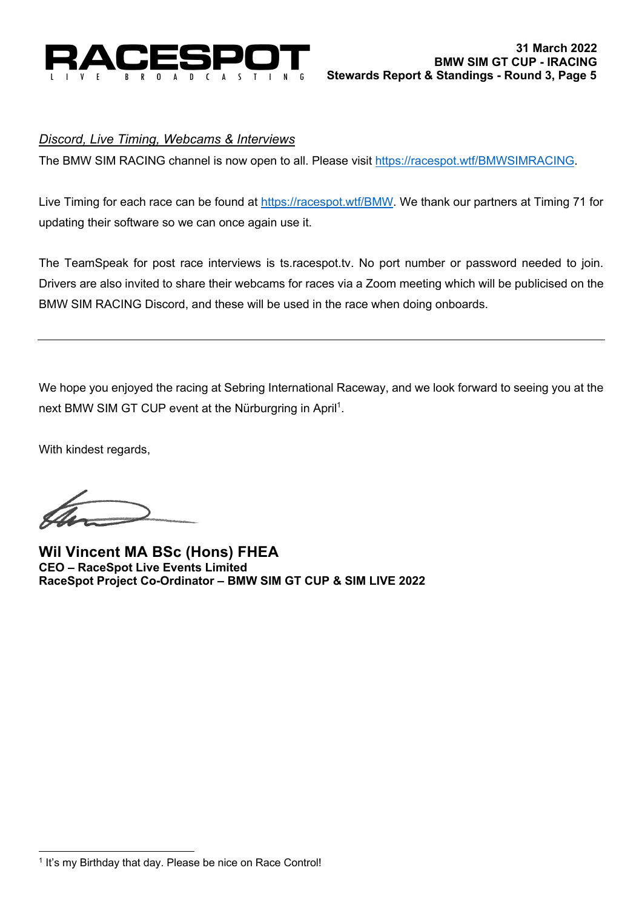*Discord, Live Timing, Webcams & Interviews*

The BMW SIM RACING channel is now open to all. Please visit https://racespot.wtf/BMWSIMRACING.

Live Timing for each race can be found at https://racespot.wtf/BMW. We thank our partners at Timing 71 for updating their software so we can once again use it.

The TeamSpeak for post race interviews is ts.racespot.tv. No port number or password needed to join. Drivers are also invited to share their webcams for races via a Zoom meeting which will be publicised on the BMW SIM RACING Discord, and these will be used in the race when doing onboards.

---

We hope you enjoyed the racing at Sebring International Raceway, and we look forward to seeing you at the next BMW SIM GT CUP event at the Nürburgring in April[1].

With kindest regards,

**Wil Vincent MA BSc (Hons) FHEA**
**CEO – RaceSpot Live Events Limited**
**RaceSpot Project Co-Ordinator – BMW SIM GT CUP & SIM LIVE 2022**

[1] It's my Birthday that day. Please be nice on Race Control!